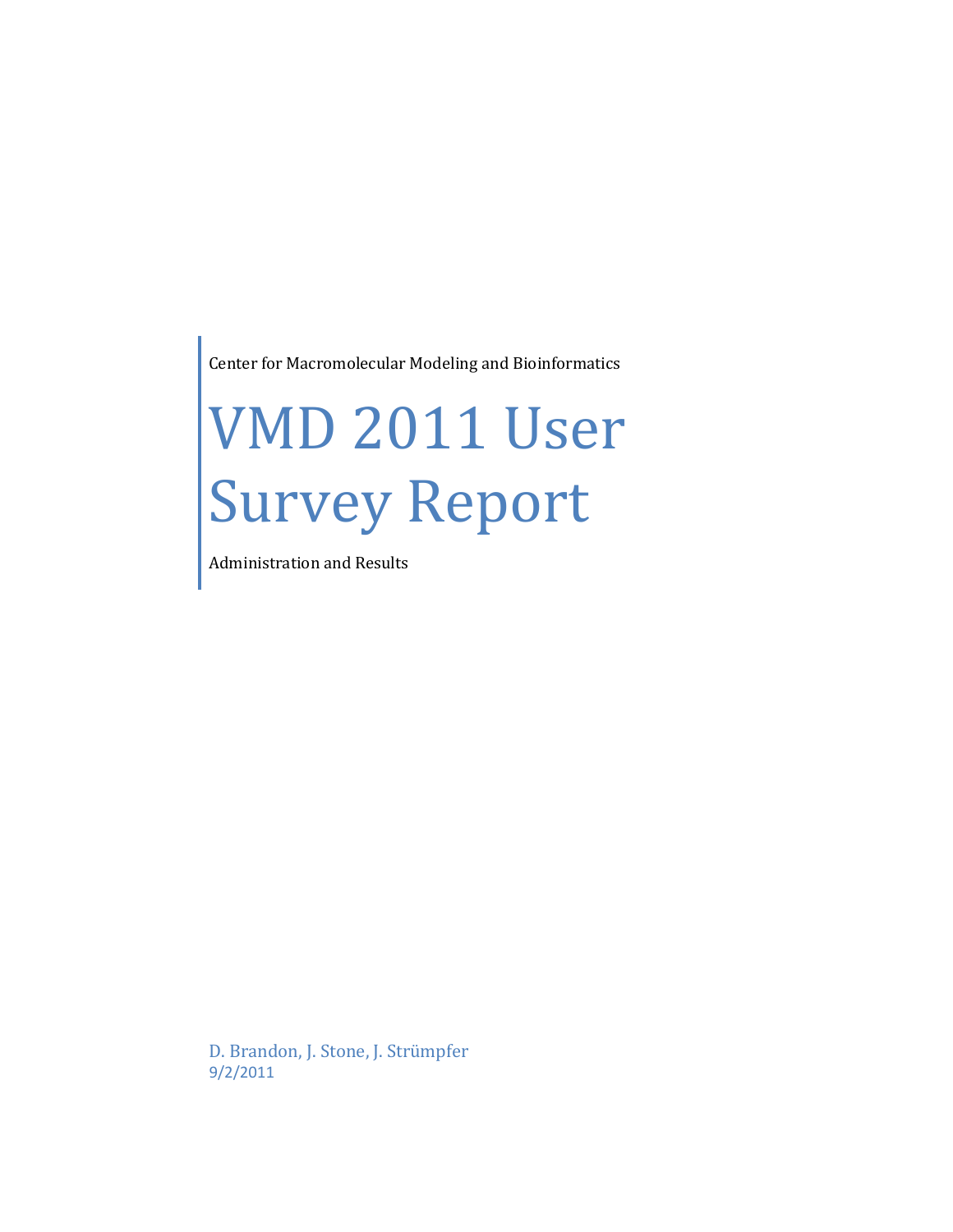Center for Macromolecular Modeling and Bioinformatics

# VMD 2011 User Survey Report

Administration and Results

D. Brandon, J. Stone, J. Strümpfer
9/2/2011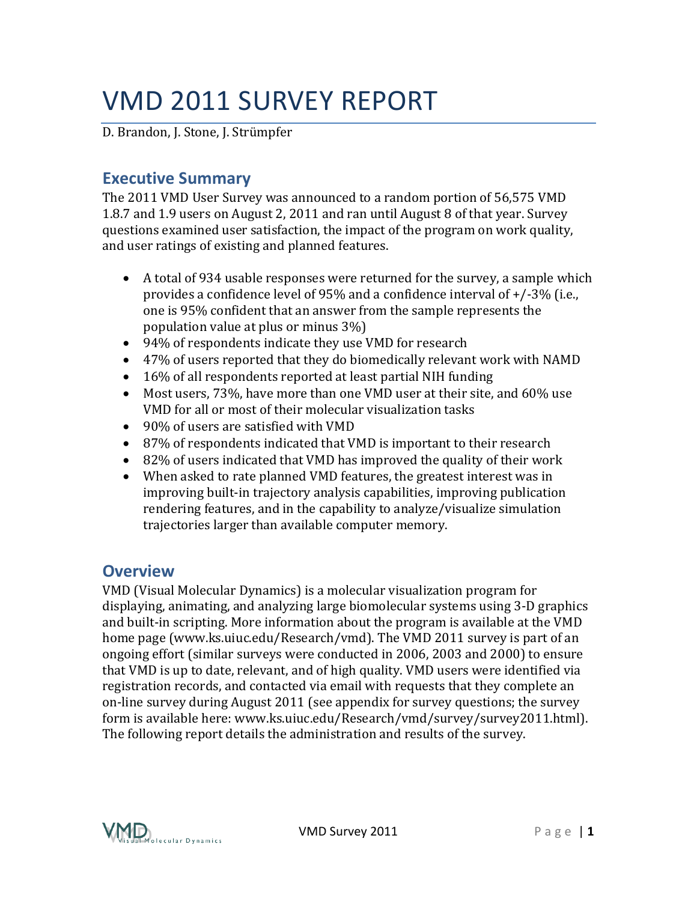# VMD 2011 SURVEY REPORT

D. Brandon, J. Stone, J. Strümpfer

## Executive Summary

The 2011 VMD User Survey was announced to a random portion of 56,575 VMD 1.8.7 and 1.9 users on August 2, 2011 and ran until August 8 of that year. Survey questions examined user satisfaction, the impact of the program on work quality, and user ratings of existing and planned features.

- A total of 934 usable responses were returned for the survey, a sample which provides a confidence level of 95% and a confidence interval of +/-3% (i.e., one is 95% confident that an answer from the sample represents the population value at plus or minus 3%)
- 94% of respondents indicate they use VMD for research
- 47% of users reported that they do biomedically relevant work with NAMD
- 16% of all respondents reported at least partial NIH funding
- Most users, 73%, have more than one VMD user at their site, and 60% use VMD for all or most of their molecular visualization tasks
- 90% of users are satisfied with VMD
- 87% of respondents indicated that VMD is important to their research
- 82% of users indicated that VMD has improved the quality of their work
- When asked to rate planned VMD features, the greatest interest was in improving built-in trajectory analysis capabilities, improving publication rendering features, and in the capability to analyze/visualize simulation trajectories larger than available computer memory.

## Overview

VMD (Visual Molecular Dynamics) is a molecular visualization program for displaying, animating, and analyzing large biomolecular systems using 3-D graphics and built-in scripting. More information about the program is available at the VMD home page (www.ks.uiuc.edu/Research/vmd). The VMD 2011 survey is part of an ongoing effort (similar surveys were conducted in 2006, 2003 and 2000) to ensure that VMD is up to date, relevant, and of high quality. VMD users were identified via registration records, and contacted via email with requests that they complete an on-line survey during August 2011 (see appendix for survey questions; the survey form is available here: www.ks.uiuc.edu/Research/vmd/survey/survey2011.html). The following report details the administration and results of the survey.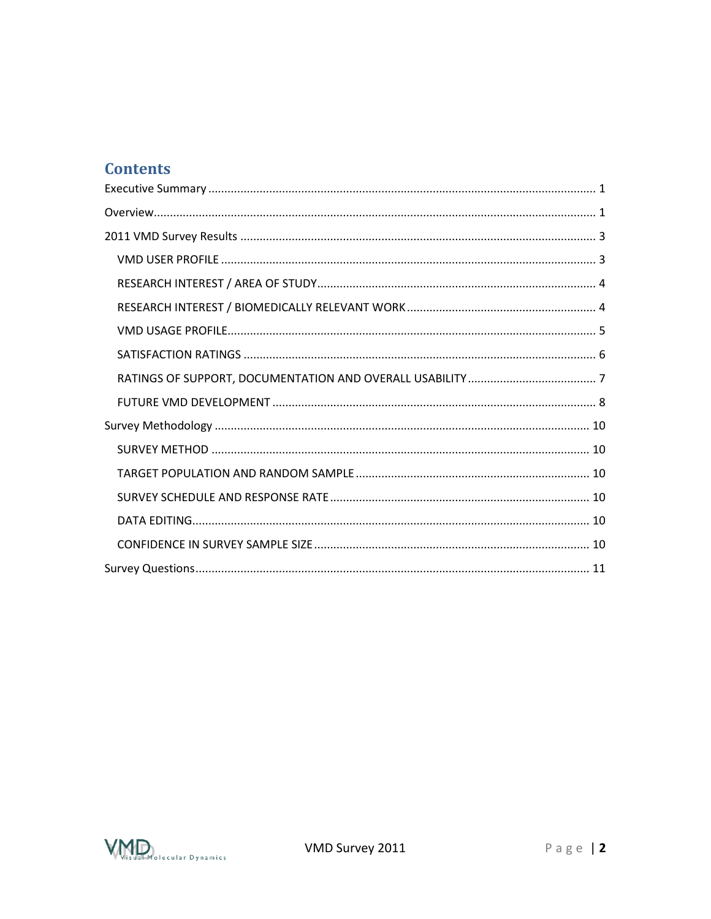# Contents

Executive Summary ........................................................................................................ 1

Overview........................................................................................................................ 1

2011 VMD Survey Results .............................................................................................. 3

- VMD USER PROFILE .................................................................................................. 3
- RESEARCH INTEREST / AREA OF STUDY.................................................................... 4
- RESEARCH INTEREST / BIOMEDICALLY RELEVANT WORK ........................................ 4
- VMD USAGE PROFILE................................................................................................ 5
- SATISFACTION RATINGS .......................................................................................... 6
- RATINGS OF SUPPORT, DOCUMENTATION AND OVERALL USABILITY ....................... 7
- FUTURE VMD DEVELOPMENT .................................................................................. 8

Survey Methodology ..................................................................................................... 10

- SURVEY METHOD ..................................................................................................... 10
- TARGET POPULATION AND RANDOM SAMPLE ........................................................ 10
- SURVEY SCHEDULE AND RESPONSE RATE ................................................................ 10
- DATA EDITING.......................................................................................................... 10
- CONFIDENCE IN SURVEY SAMPLE SIZE ..................................................................... 10

Survey Questions........................................................................................................... 11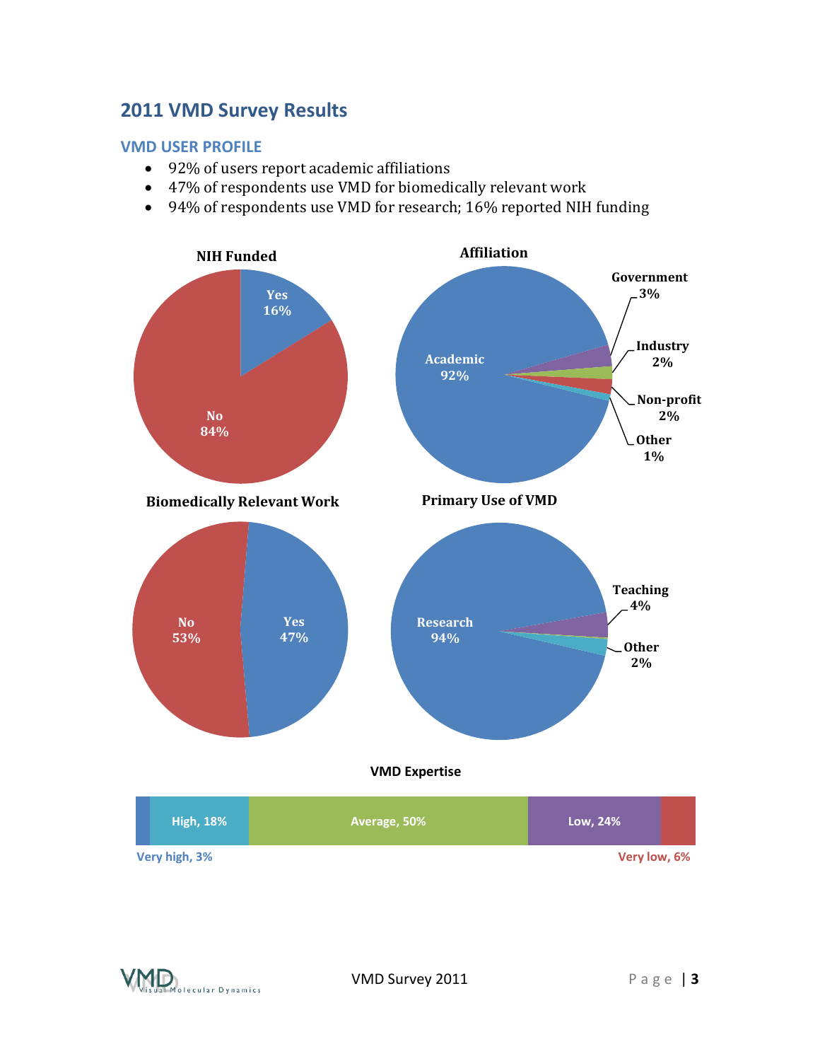## 2011 VMD Survey Results

### VMD USER PROFILE

- 92% of users report academic affiliations
- 47% of respondents use VMD for biomedically relevant work
- 94% of respondents use VMD for research; 16% reported NIH funding

**NIH Funded**

Yes 16%
No 84%

**Affiliation**

Academic 92%
Government 3%
Industry 2%
Non-profit 2%
Other 1%

**Biomedically Relevant Work**

No 53%
Yes 47%

**Primary Use of VMD**

Research 94%
Teaching 4%
Other 2%

**VMD Expertise**

Very high, 3%
High, 18%
Average, 50%
Low, 24%
Very low, 6%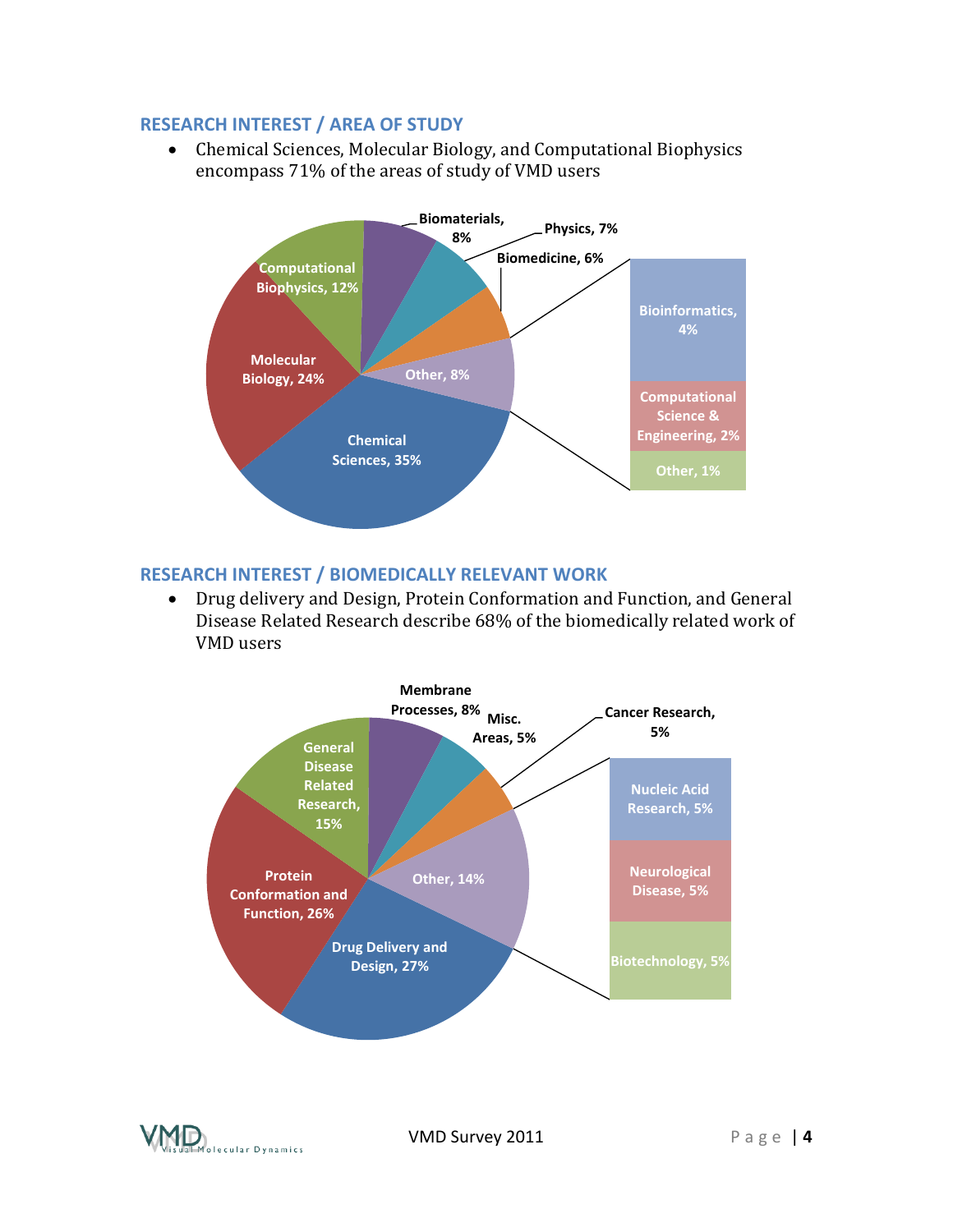## RESEARCH INTEREST / AREA OF STUDY

- Chemical Sciences, Molecular Biology, and Computational Biophysics encompass 71% of the areas of study of VMD users

Chemical Sciences, 35%
Molecular Biology, 24%
Computational Biophysics, 12%
Biomaterials, 8%
Physics, 7%
Biomedicine, 6%
Other, 8%
Bioinformatics, 4%
Computational Science & Engineering, 2%
Other, 1%

## RESEARCH INTEREST / BIOMEDICALLY RELEVANT WORK

- Drug delivery and Design, Protein Conformation and Function, and General Disease Related Research describe 68% of the biomedically related work of VMD users

Drug Delivery and Design, 27%
Protein Conformation and Function, 26%
General Disease Related Research, 15%
Membrane Processes, 8%
Misc. Areas, 5%
Cancer Research, 5%
Other, 14%
Nucleic Acid Research, 5%
Neurological Disease, 5%
Biotechnology, 5%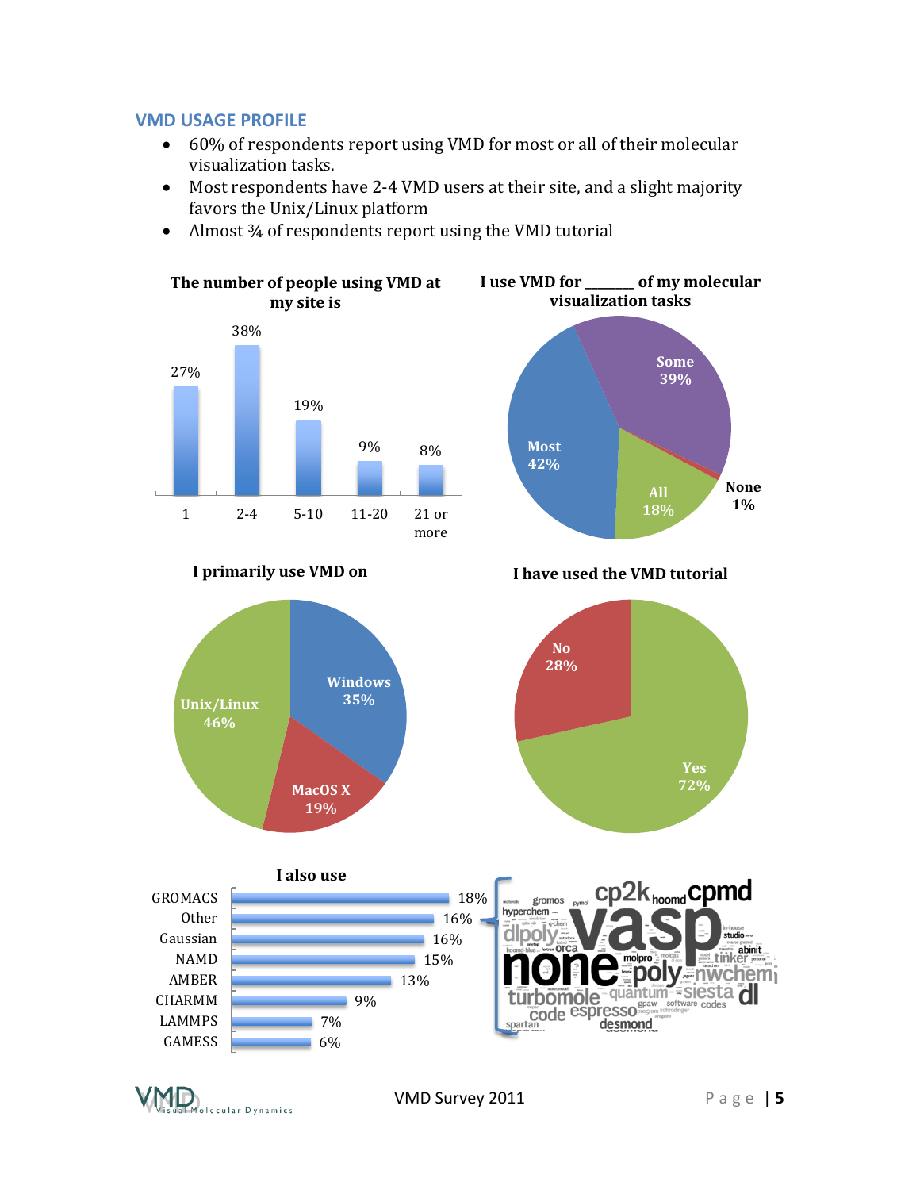## VMD USAGE PROFILE

- 60% of respondents report using VMD for most or all of their molecular visualization tasks.
- Most respondents have 2-4 VMD users at their site, and a slight majority favors the Unix/Linux platform
- Almost ¾ of respondents report using the VMD tutorial

**The number of people using VMD at my site is**

| 1 | 2-4 | 5-10 | 11-20 | 21 or more |
|---|---|---|---|---|
| 27% | 38% | 19% | 9% | 8% |

**I use VMD for _______ of my molecular visualization tasks**

| Some | Most | All | None |
|---|---|---|---|
| 39% | 42% | 18% | 1% |

**I primarily use VMD on**

| Unix/Linux | Windows | MacOS X |
|---|---|---|
| 46% | 35% | 19% |

**I have used the VMD tutorial**

| Yes | No |
|---|---|
| 72% | 28% |

**I also use**

| Package | % |
|---|---|
| GROMACS | 18% |
| Other | 16% |
| Gaussian | 16% |
| NAMD | 15% |
| AMBER | 13% |
| CHARMM | 9% |
| LAMMPS | 7% |
| GAMESS | 6% |

Other: vasp, none, cp2k, cpmd, hoomd, dlpoly, poly, nwchem, dl, turbomole, quantum, siesta, espresso, code, desmond, spartan, hyperchem, gromos, pymol, orca, molpro, tinker, abinit, studio, in-house, gpaw, software, codes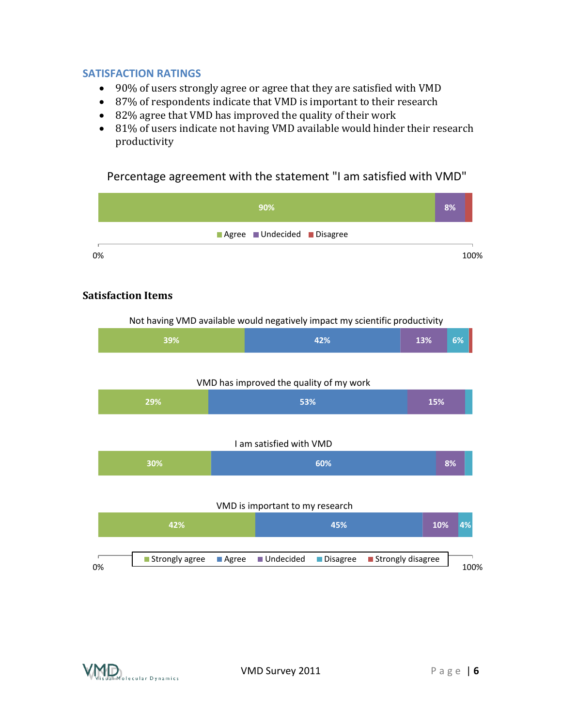## SATISFACTION RATINGS

- 90% of users strongly agree or agree that they are satisfied with VMD
- 87% of respondents indicate that VMD is important to their research
- 82% agree that VMD has improved the quality of their work
- 81% of users indicate not having VMD available would hinder their research productivity

Percentage agreement with the statement "I am satisfied with VMD"

| Agree | Undecided | Disagree |
|---|---|---|
| 90% | 8% | |

### Satisfaction Items

| Statement | Strongly agree | Agree | Undecided | Disagree | Strongly disagree |
|---|---|---|---|---|---|
| Not having VMD available would negatively impact my scientific productivity | 39% | 42% | 13% | 6% | |
| VMD has improved the quality of my work | 29% | 53% | 15% | | |
| I am satisfied with VMD | 30% | 60% | 8% | | |
| VMD is important to my research | 42% | 45% | 10% | 4% | |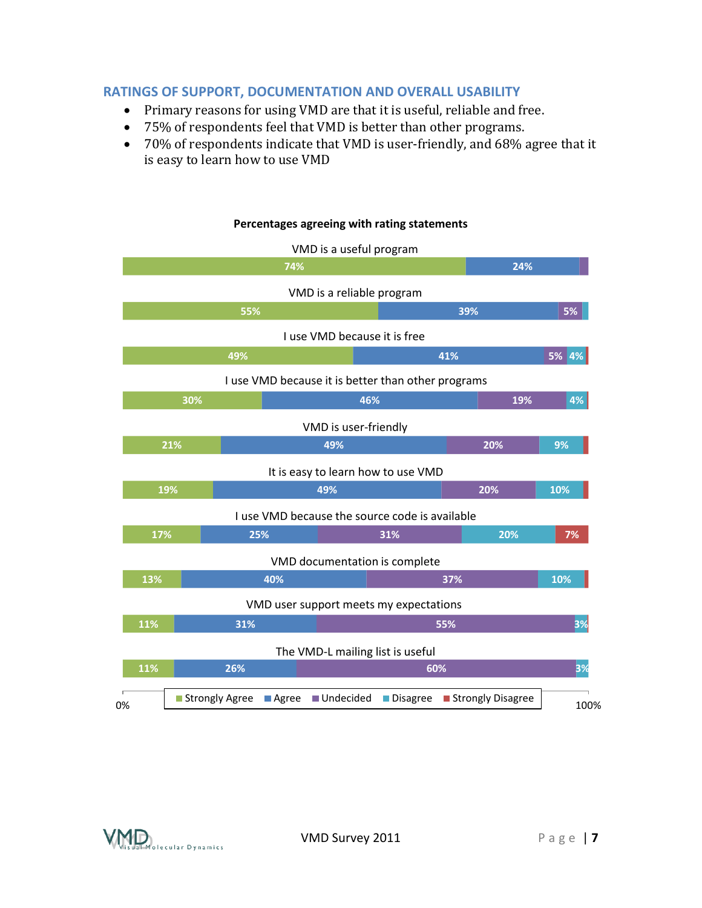## RATINGS OF SUPPORT, DOCUMENTATION AND OVERALL USABILITY

- Primary reasons for using VMD are that it is useful, reliable and free.
- 75% of respondents feel that VMD is better than other programs.
- 70% of respondents indicate that VMD is user-friendly, and 68% agree that it is easy to learn how to use VMD

**Percentages agreeing with rating statements**

| Statement | Strongly Agree | Agree | Undecided | Disagree | Strongly Disagree |
|---|---|---|---|---|---|
| VMD is a useful program | 74% | 24% | | | |
| VMD is a reliable program | 55% | 39% | 5% | | |
| I use VMD because it is free | 49% | 41% | 5% | 4% | |
| I use VMD because it is better than other programs | 30% | 46% | 19% | 4% | |
| VMD is user-friendly | 21% | 49% | 20% | 9% | |
| It is easy to learn how to use VMD | 19% | 49% | 20% | 10% | |
| I use VMD because the source code is available | 17% | 25% | 31% | 20% | 7% |
| VMD documentation is complete | 13% | 40% | 37% | 10% | |
| VMD user support meets my expectations | 11% | 31% | 55% | 3% | |
| The VMD-L mailing list is useful | 11% | 26% | 60% | 3% | |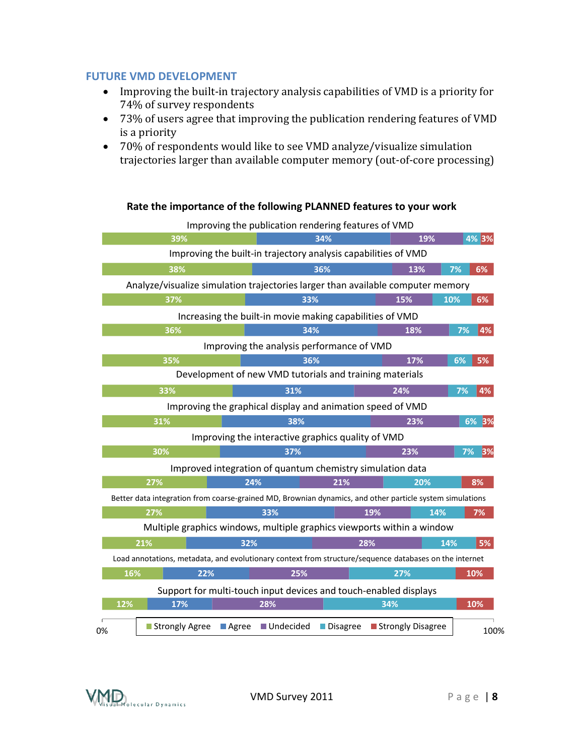### FUTURE VMD DEVELOPMENT

- Improving the built-in trajectory analysis capabilities of VMD is a priority for 74% of survey respondents
- 73% of users agree that improving the publication rendering features of VMD is a priority
- 70% of respondents would like to see VMD analyze/visualize simulation trajectories larger than available computer memory (out-of-core processing)

**Rate the importance of the following PLANNED features to your work**

| Feature | Strongly Agree | Agree | Undecided | Disagree | Strongly Disagree |
|---|---|---|---|---|---|
| Improving the publication rendering features of VMD | 39% | 34% | 19% | 4% | 3% |
| Improving the built-in trajectory analysis capabilities of VMD | 38% | 36% | 13% | 7% | 6% |
| Analyze/visualize simulation trajectories larger than available computer memory | 37% | 33% | 15% | 10% | 6% |
| Increasing the built-in movie making capabilities of VMD | 36% | 34% | 18% | 7% | 4% |
| Improving the analysis performance of VMD | 35% | 36% | 17% | 6% | 5% |
| Development of new VMD tutorials and training materials | 33% | 31% | 24% | 7% | 4% |
| Improving the graphical display and animation speed of VMD | 31% | 38% | 23% | 6% | 3% |
| Improving the interactive graphics quality of VMD | 30% | 37% | 23% | 7% | 3% |
| Improved integration of quantum chemistry simulation data | 27% | 24% | 21% | 20% | 8% |
| Better data integration from coarse-grained MD, Brownian dynamics, and other particle system simulations | 27% | 33% | 19% | 14% | 7% |
| Multiple graphics windows, multiple graphics viewports within a window | 21% | 32% | 28% | 14% | 5% |
| Load annotations, metadata, and evolutionary context from structure/sequence databases on the internet | 16% | 22% | 25% | 27% | 10% |
| Support for multi-touch input devices and touch-enabled displays | 12% | 17% | 28% | 34% | 10% |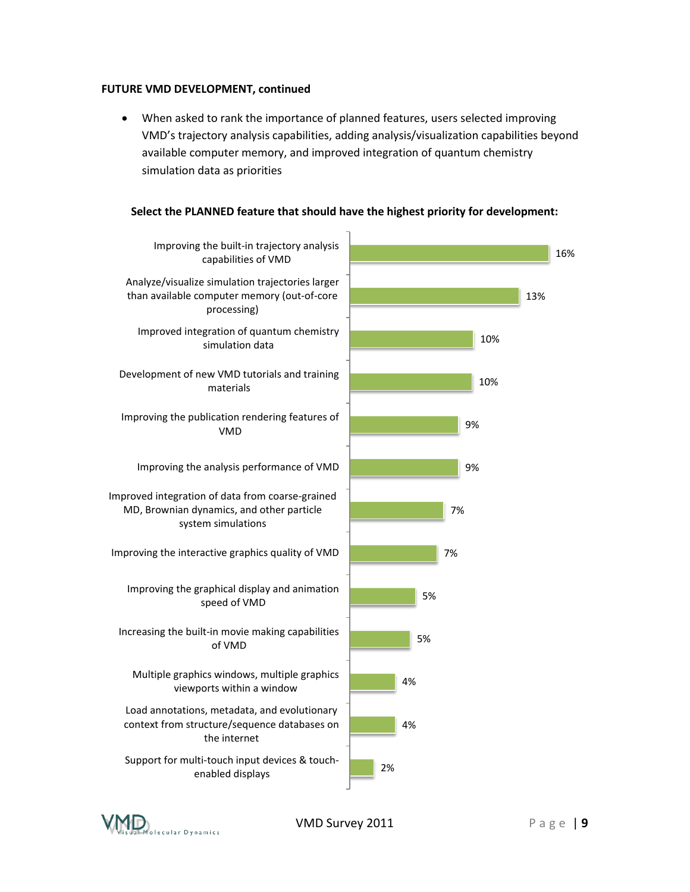**FUTURE VMD DEVELOPMENT, continued**

- When asked to rank the importance of planned features, users selected improving VMD's trajectory analysis capabilities, adding analysis/visualization capabilities beyond available computer memory, and improved integration of quantum chemistry simulation data as priorities

**Select the PLANNED feature that should have the highest priority for development:**

| Feature | Percentage |
| --- | --- |
| Improving the built-in trajectory analysis capabilities of VMD | 16% |
| Analyze/visualize simulation trajectories larger than available computer memory (out-of-core processing) | 13% |
| Improved integration of quantum chemistry simulation data | 10% |
| Development of new VMD tutorials and training materials | 10% |
| Improving the publication rendering features of VMD | 9% |
| Improving the analysis performance of VMD | 9% |
| Improved integration of data from coarse-grained MD, Brownian dynamics, and other particle system simulations | 7% |
| Improving the interactive graphics quality of VMD | 7% |
| Improving the graphical display and animation speed of VMD | 5% |
| Increasing the built-in movie making capabilities of VMD | 5% |
| Multiple graphics windows, multiple graphics viewports within a window | 4% |
| Load annotations, metadata, and evolutionary context from structure/sequence databases on the internet | 4% |
| Support for multi-touch input devices & touch-enabled displays | 2% |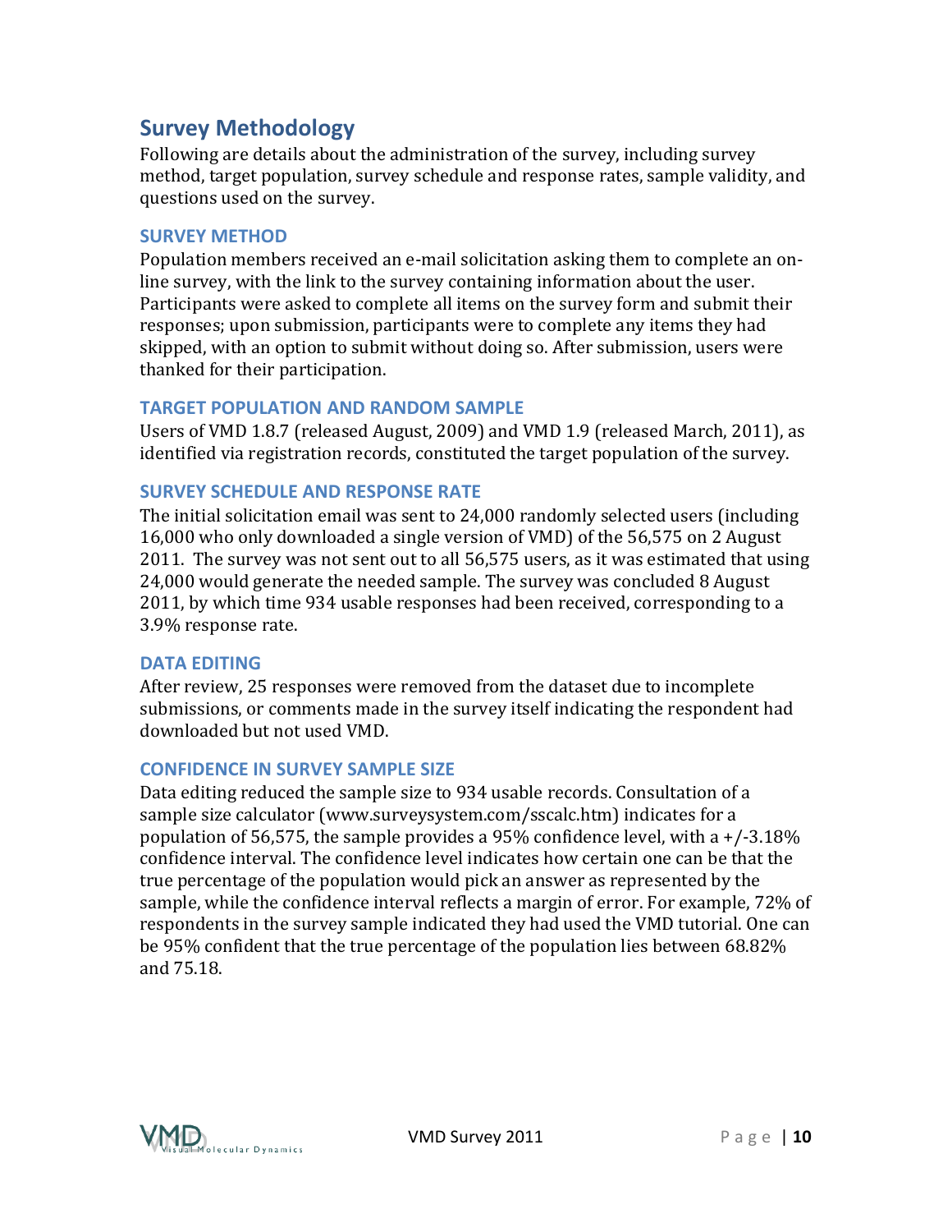## Survey Methodology

Following are details about the administration of the survey, including survey method, target population, survey schedule and response rates, sample validity, and questions used on the survey.

### SURVEY METHOD

Population members received an e-mail solicitation asking them to complete an on-line survey, with the link to the survey containing information about the user. Participants were asked to complete all items on the survey form and submit their responses; upon submission, participants were to complete any items they had skipped, with an option to submit without doing so. After submission, users were thanked for their participation.

### TARGET POPULATION AND RANDOM SAMPLE

Users of VMD 1.8.7 (released August, 2009) and VMD 1.9 (released March, 2011), as identified via registration records, constituted the target population of the survey.

### SURVEY SCHEDULE AND RESPONSE RATE

The initial solicitation email was sent to 24,000 randomly selected users (including 16,000 who only downloaded a single version of VMD) of the 56,575 on 2 August 2011. The survey was not sent out to all 56,575 users, as it was estimated that using 24,000 would generate the needed sample. The survey was concluded 8 August 2011, by which time 934 usable responses had been received, corresponding to a 3.9% response rate.

### DATA EDITING

After review, 25 responses were removed from the dataset due to incomplete submissions, or comments made in the survey itself indicating the respondent had downloaded but not used VMD.

### CONFIDENCE IN SURVEY SAMPLE SIZE

Data editing reduced the sample size to 934 usable records. Consultation of a sample size calculator (www.surveysystem.com/sscalc.htm) indicates for a population of 56,575, the sample provides a 95% confidence level, with a +/-3.18% confidence interval. The confidence level indicates how certain one can be that the true percentage of the population would pick an answer as represented by the sample, while the confidence interval reflects a margin of error. For example, 72% of respondents in the survey sample indicated they had used the VMD tutorial. One can be 95% confident that the true percentage of the population lies between 68.82% and 75.18.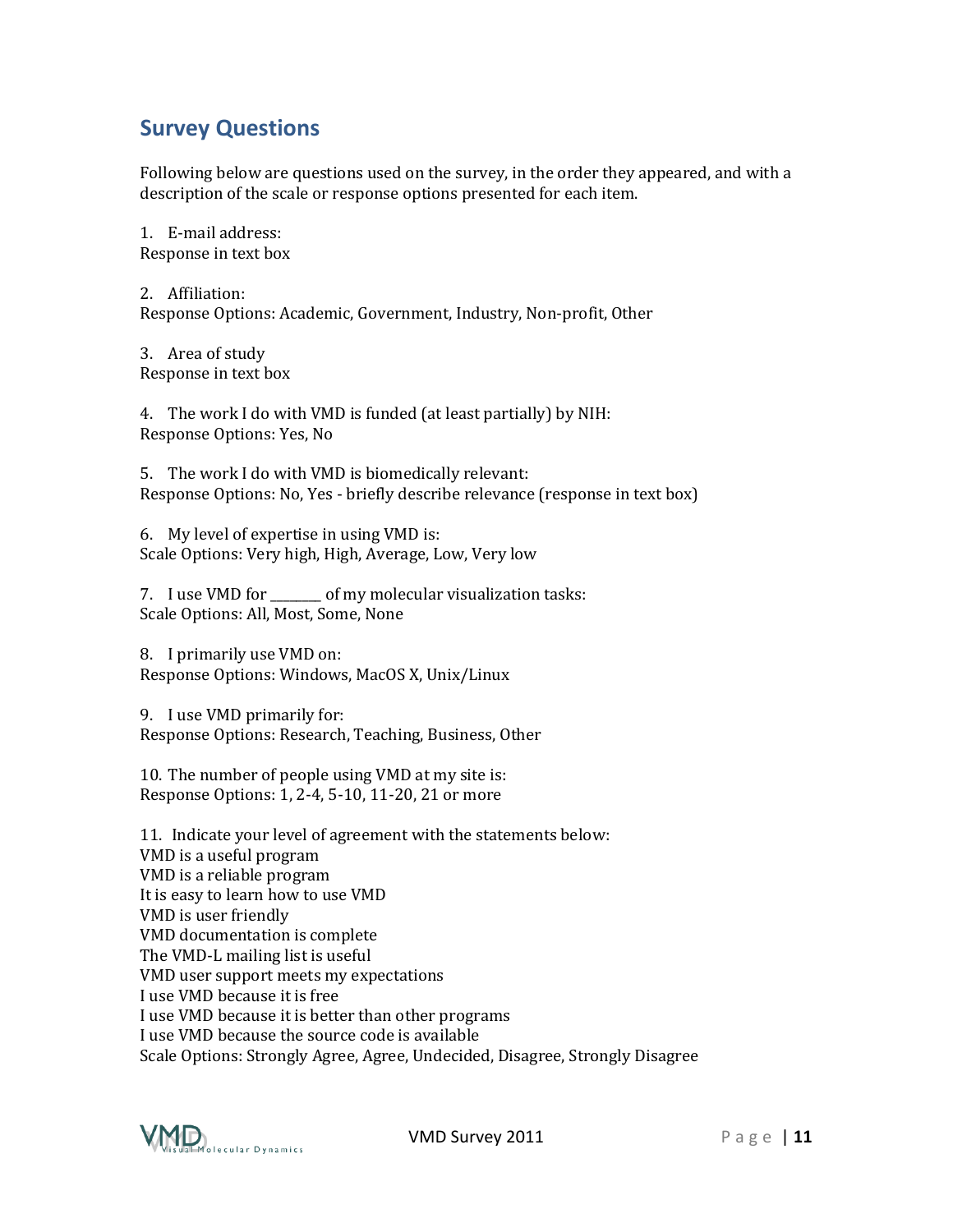## Survey Questions

Following below are questions used on the survey, in the order they appeared, and with a description of the scale or response options presented for each item.

1. E-mail address:
Response in text box

2. Affiliation:
Response Options: Academic, Government, Industry, Non-profit, Other

3. Area of study
Response in text box

4. The work I do with VMD is funded (at least partially) by NIH:
Response Options: Yes, No

5. The work I do with VMD is biomedically relevant:
Response Options: No, Yes - briefly describe relevance (response in text box)

6. My level of expertise in using VMD is:
Scale Options: Very high, High, Average, Low, Very low

7. I use VMD for ________ of my molecular visualization tasks:
Scale Options: All, Most, Some, None

8. I primarily use VMD on:
Response Options: Windows, MacOS X, Unix/Linux

9. I use VMD primarily for:
Response Options: Research, Teaching, Business, Other

10. The number of people using VMD at my site is:
Response Options: 1, 2-4, 5-10, 11-20, 21 or more

11. Indicate your level of agreement with the statements below:
VMD is a useful program
VMD is a reliable program
It is easy to learn how to use VMD
VMD is user friendly
VMD documentation is complete
The VMD-L mailing list is useful
VMD user support meets my expectations
I use VMD because it is free
I use VMD because it is better than other programs
I use VMD because the source code is available
Scale Options: Strongly Agree, Agree, Undecided, Disagree, Strongly Disagree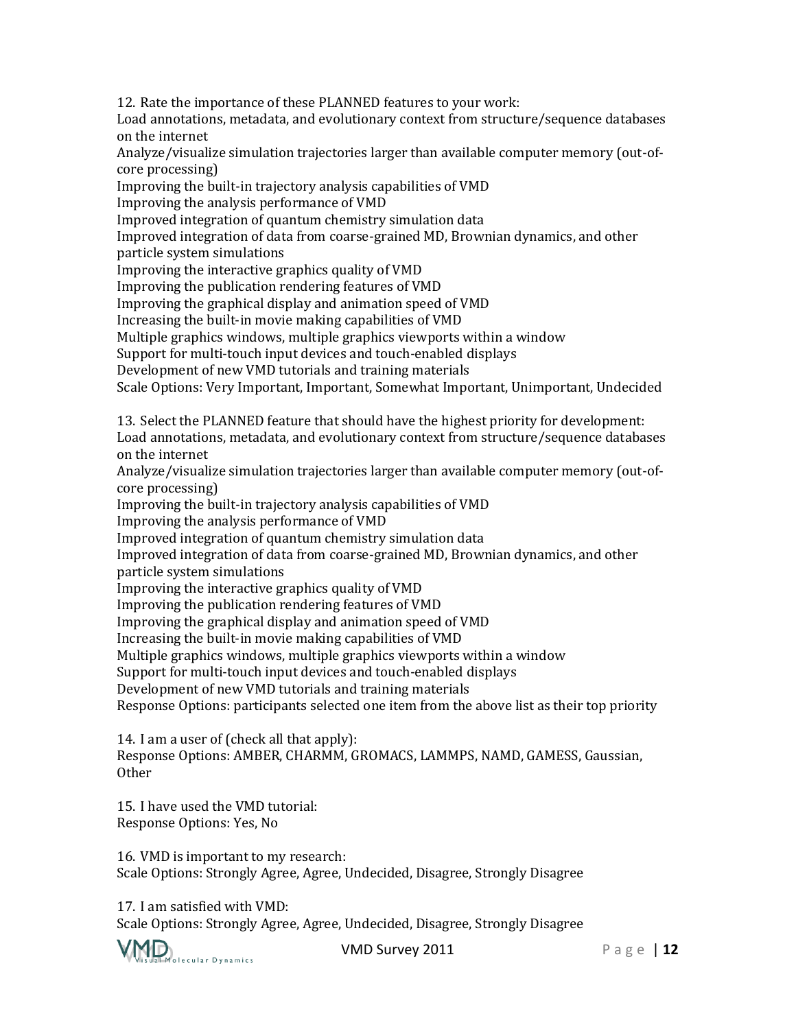12. Rate the importance of these PLANNED features to your work:
Load annotations, metadata, and evolutionary context from structure/sequence databases on the internet
Analyze/visualize simulation trajectories larger than available computer memory (out-of-core processing)
Improving the built-in trajectory analysis capabilities of VMD
Improving the analysis performance of VMD
Improved integration of quantum chemistry simulation data
Improved integration of data from coarse-grained MD, Brownian dynamics, and other particle system simulations
Improving the interactive graphics quality of VMD
Improving the publication rendering features of VMD
Improving the graphical display and animation speed of VMD
Increasing the built-in movie making capabilities of VMD
Multiple graphics windows, multiple graphics viewports within a window
Support for multi-touch input devices and touch-enabled displays
Development of new VMD tutorials and training materials
Scale Options: Very Important, Important, Somewhat Important, Unimportant, Undecided

13. Select the PLANNED feature that should have the highest priority for development:
Load annotations, metadata, and evolutionary context from structure/sequence databases on the internet
Analyze/visualize simulation trajectories larger than available computer memory (out-of-core processing)
Improving the built-in trajectory analysis capabilities of VMD
Improving the analysis performance of VMD
Improved integration of quantum chemistry simulation data
Improved integration of data from coarse-grained MD, Brownian dynamics, and other particle system simulations
Improving the interactive graphics quality of VMD
Improving the publication rendering features of VMD
Improving the graphical display and animation speed of VMD
Increasing the built-in movie making capabilities of VMD
Multiple graphics windows, multiple graphics viewports within a window
Support for multi-touch input devices and touch-enabled displays
Development of new VMD tutorials and training materials
Response Options: participants selected one item from the above list as their top priority

14. I am a user of (check all that apply):
Response Options: AMBER, CHARMM, GROMACS, LAMMPS, NAMD, GAMESS, Gaussian, Other

15. I have used the VMD tutorial:
Response Options: Yes, No

16. VMD is important to my research:
Scale Options: Strongly Agree, Agree, Undecided, Disagree, Strongly Disagree

17. I am satisfied with VMD:
Scale Options: Strongly Agree, Agree, Undecided, Disagree, Strongly Disagree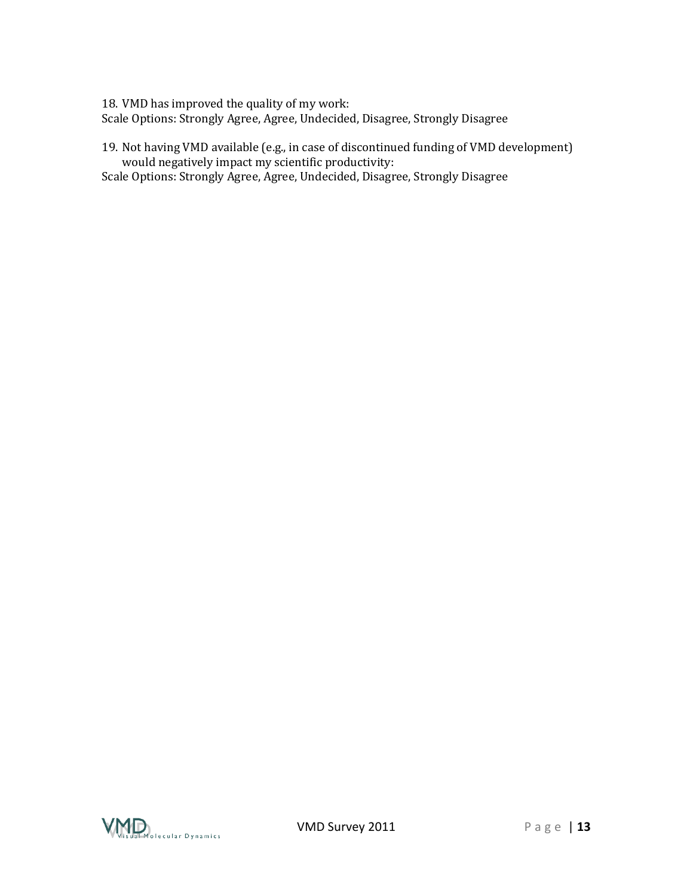18. VMD has improved the quality of my work:

Scale Options: Strongly Agree, Agree, Undecided, Disagree, Strongly Disagree

19. Not having VMD available (e.g., in case of discontinued funding of VMD development) would negatively impact my scientific productivity:

Scale Options: Strongly Agree, Agree, Undecided, Disagree, Strongly Disagree